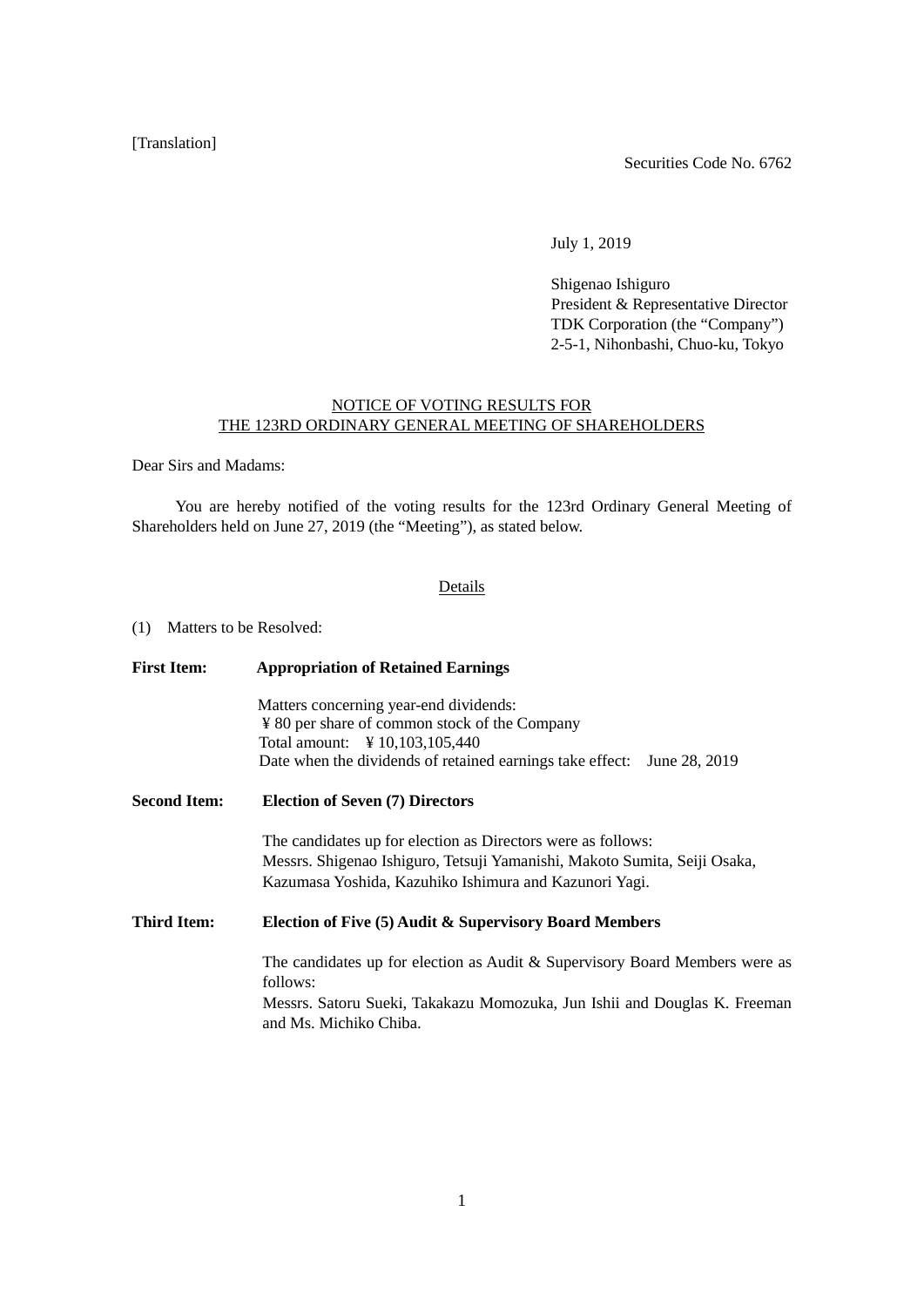[Translation]

Securities Code No. 6762

July 1, 2019

Shigenao Ishiguro
President & Representative Director
TDK Corporation (the "Company")
2-5-1, Nihonbashi, Chuo-ku, Tokyo

## NOTICE OF VOTING RESULTS FOR THE 123RD ORDINARY GENERAL MEETING OF SHAREHOLDERS

Dear Sirs and Madams:

You are hereby notified of the voting results for the 123rd Ordinary General Meeting of Shareholders held on June 27, 2019 (the "Meeting"), as stated below.

### Details

(1) Matters to be Resolved:

**First Item: Appropriation of Retained Earnings**

Matters concerning year-end dividends:
¥ 80 per share of common stock of the Company
Total amount: ¥ 10,103,105,440
Date when the dividends of retained earnings take effect: June 28, 2019

**Second Item: Election of Seven (7) Directors**

The candidates up for election as Directors were as follows:
Messrs. Shigenao Ishiguro, Tetsuji Yamanishi, Makoto Sumita, Seiji Osaka, Kazumasa Yoshida, Kazuhiko Ishimura and Kazunori Yagi.

**Third Item: Election of Five (5) Audit & Supervisory Board Members**

The candidates up for election as Audit & Supervisory Board Members were as follows:
Messrs. Satoru Sueki, Takakazu Momozuka, Jun Ishii and Douglas K. Freeman and Ms. Michiko Chiba.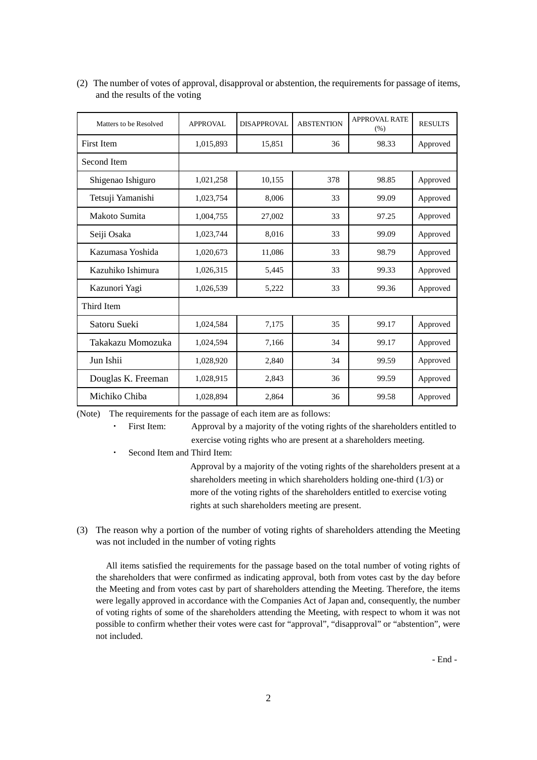(2) The number of votes of approval, disapproval or abstention, the requirements for passage of items, and the results of the voting

| Matters to be Resolved | APPROVAL | DISAPPROVAL | ABSTENTION | APPROVAL RATE (%) | RESULTS |
|---|---|---|---|---|---|
| First Item | 1,015,893 | 15,851 | 36 | 98.33 | Approved |
| Second Item | | | | | |
| Shigenao Ishiguro | 1,021,258 | 10,155 | 378 | 98.85 | Approved |
| Tetsuji Yamanishi | 1,023,754 | 8,006 | 33 | 99.09 | Approved |
| Makoto Sumita | 1,004,755 | 27,002 | 33 | 97.25 | Approved |
| Seiji Osaka | 1,023,744 | 8,016 | 33 | 99.09 | Approved |
| Kazumasa Yoshida | 1,020,673 | 11,086 | 33 | 98.79 | Approved |
| Kazuhiko Ishimura | 1,026,315 | 5,445 | 33 | 99.33 | Approved |
| Kazunori Yagi | 1,026,539 | 5,222 | 33 | 99.36 | Approved |
| Third Item | | | | | |
| Satoru Sueki | 1,024,584 | 7,175 | 35 | 99.17 | Approved |
| Takakazu Momozuka | 1,024,594 | 7,166 | 34 | 99.17 | Approved |
| Jun Ishii | 1,028,920 | 2,840 | 34 | 99.59 | Approved |
| Douglas K. Freeman | 1,028,915 | 2,843 | 36 | 99.59 | Approved |
| Michiko Chiba | 1,028,894 | 2,864 | 36 | 99.58 | Approved |

(Note) The requirements for the passage of each item are as follows:

- First Item: Approval by a majority of the voting rights of the shareholders entitled to exercise voting rights who are present at a shareholders meeting.
- Second Item and Third Item: Approval by a majority of the voting rights of the shareholders present at a shareholders meeting in which shareholders holding one-third (1/3) or more of the voting rights of the shareholders entitled to exercise voting rights at such shareholders meeting are present.

(3) The reason why a portion of the number of voting rights of shareholders attending the Meeting was not included in the number of voting rights

All items satisfied the requirements for the passage based on the total number of voting rights of the shareholders that were confirmed as indicating approval, both from votes cast by the day before the Meeting and from votes cast by part of shareholders attending the Meeting. Therefore, the items were legally approved in accordance with the Companies Act of Japan and, consequently, the number of voting rights of some of the shareholders attending the Meeting, with respect to whom it was not possible to confirm whether their votes were cast for "approval", "disapproval" or "abstention", were not included.

- End -